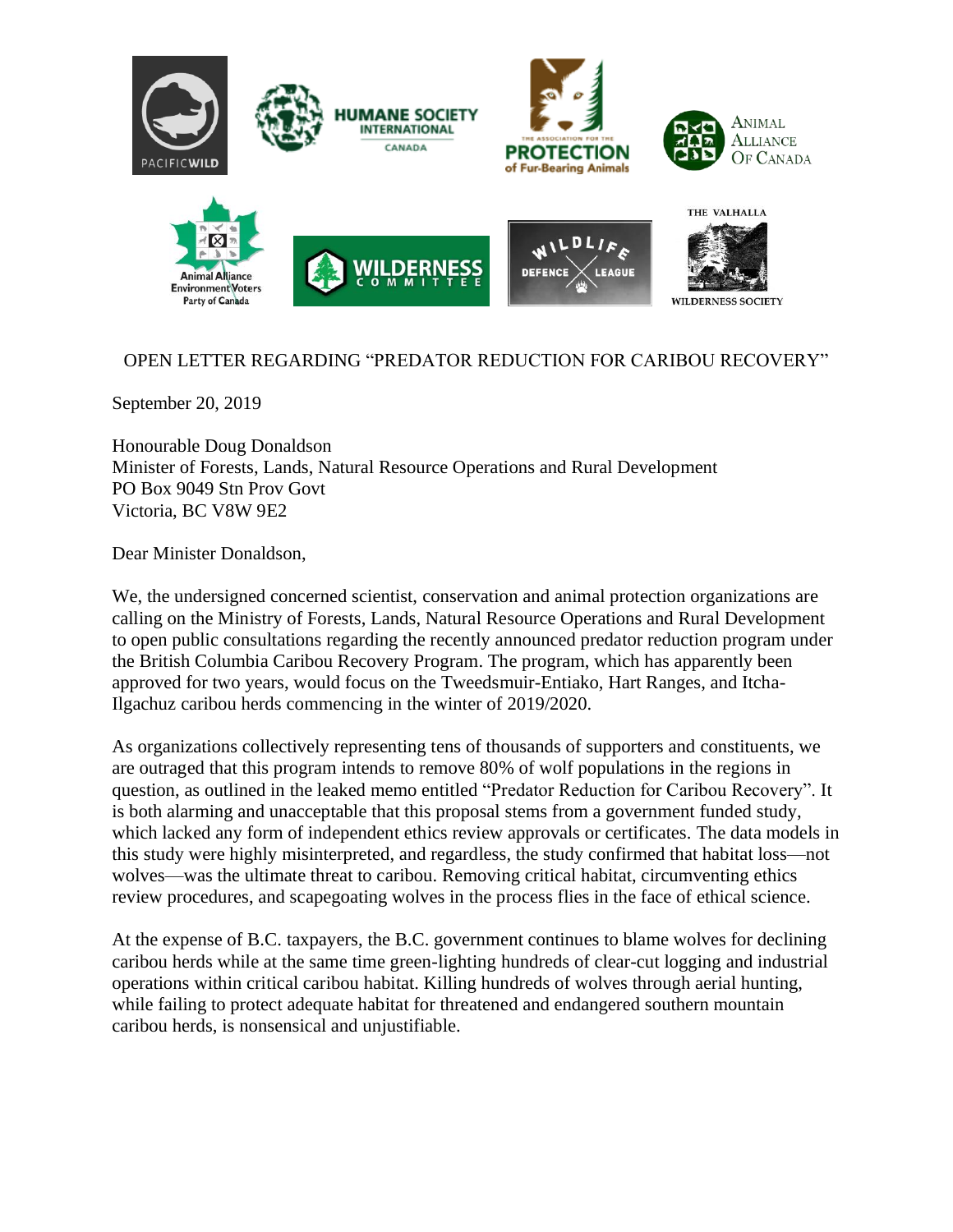OPEN LETTER REGARDING "PREDATOR REDUCTION FOR CARIBOU RECOVERY"

September 20, 2019

Honourable Doug Donaldson
Minister of Forests, Lands, Natural Resource Operations and Rural Development
PO Box 9049 Stn Prov Govt
Victoria, BC V8W 9E2

Dear Minister Donaldson,

We, the undersigned concerned scientist, conservation and animal protection organizations are calling on the Ministry of Forests, Lands, Natural Resource Operations and Rural Development to open public consultations regarding the recently announced predator reduction program under the British Columbia Caribou Recovery Program. The program, which has apparently been approved for two years, would focus on the Tweedsmuir-Entiako, Hart Ranges, and Itcha-Ilgachuz caribou herds commencing in the winter of 2019/2020.

As organizations collectively representing tens of thousands of supporters and constituents, we are outraged that this program intends to remove 80% of wolf populations in the regions in question, as outlined in the leaked memo entitled "Predator Reduction for Caribou Recovery". It is both alarming and unacceptable that this proposal stems from a government funded study, which lacked any form of independent ethics review approvals or certificates. The data models in this study were highly misinterpreted, and regardless, the study confirmed that habitat loss—not wolves—was the ultimate threat to caribou. Removing critical habitat, circumventing ethics review procedures, and scapegoating wolves in the process flies in the face of ethical science.

At the expense of B.C. taxpayers, the B.C. government continues to blame wolves for declining caribou herds while at the same time green-lighting hundreds of clear-cut logging and industrial operations within critical caribou habitat. Killing hundreds of wolves through aerial hunting, while failing to protect adequate habitat for threatened and endangered southern mountain caribou herds, is nonsensical and unjustifiable.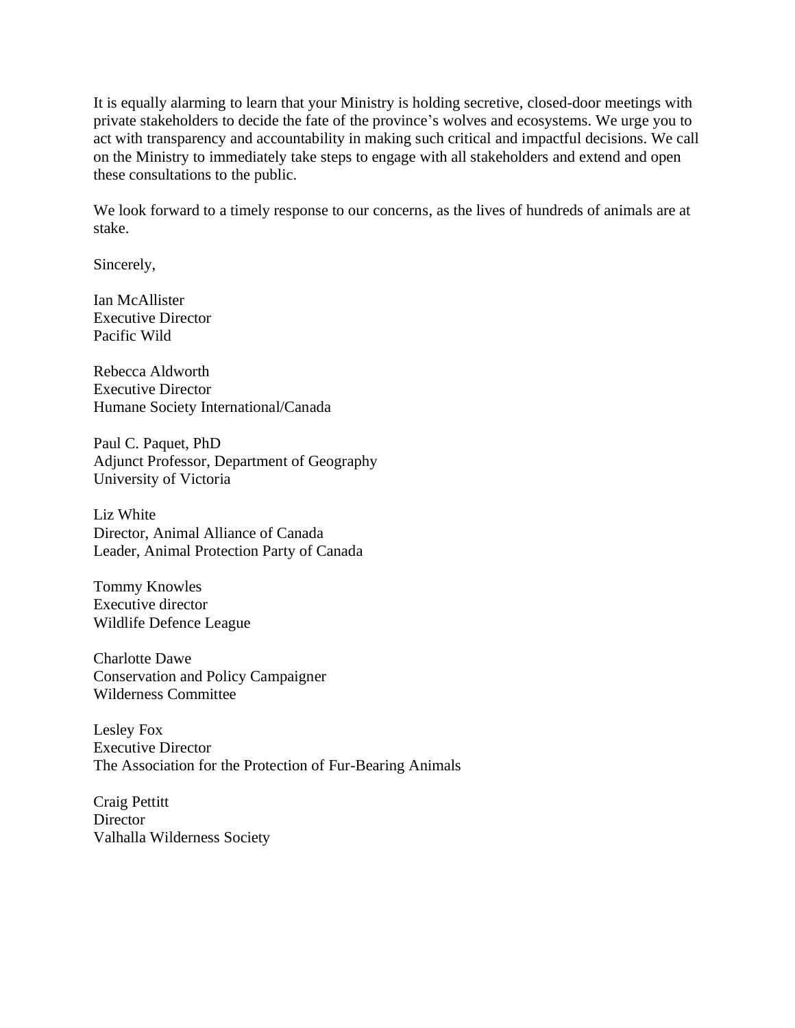It is equally alarming to learn that your Ministry is holding secretive, closed-door meetings with private stakeholders to decide the fate of the province's wolves and ecosystems. We urge you to act with transparency and accountability in making such critical and impactful decisions. We call on the Ministry to immediately take steps to engage with all stakeholders and extend and open these consultations to the public.

We look forward to a timely response to our concerns, as the lives of hundreds of animals are at stake.

Sincerely,

Ian McAllister
Executive Director
Pacific Wild

Rebecca Aldworth
Executive Director
Humane Society International/Canada

Paul C. Paquet, PhD
Adjunct Professor, Department of Geography
University of Victoria

Liz White
Director, Animal Alliance of Canada
Leader, Animal Protection Party of Canada

Tommy Knowles
Executive director
Wildlife Defence League

Charlotte Dawe
Conservation and Policy Campaigner
Wilderness Committee

Lesley Fox
Executive Director
The Association for the Protection of Fur-Bearing Animals

Craig Pettitt
Director
Valhalla Wilderness Society